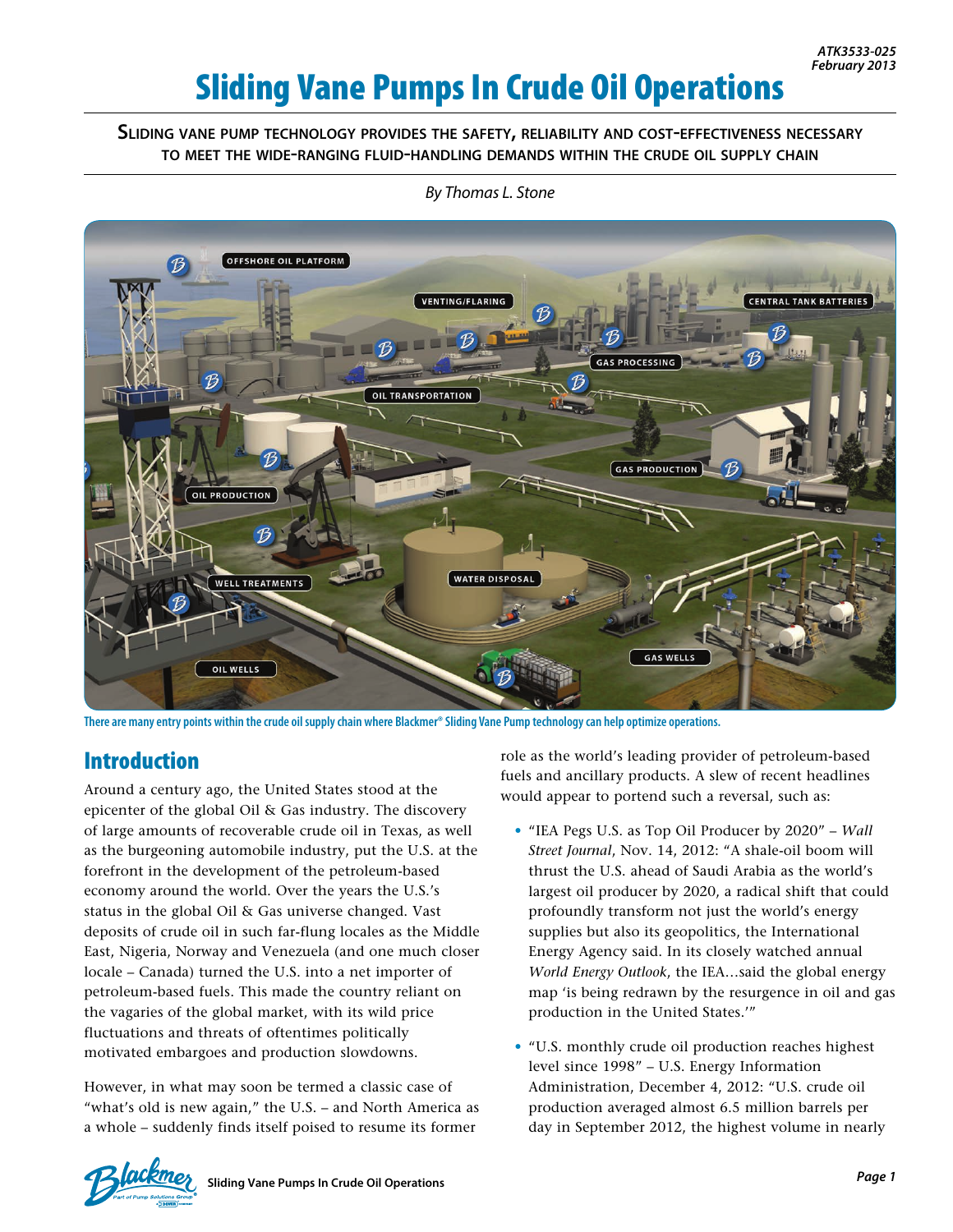ATK3533-025
February 2013

# Sliding Vane Pumps In Crude Oil Operations

**SLIDING VANE PUMP TECHNOLOGY PROVIDES THE SAFETY, RELIABILITY AND COST-EFFECTIVENESS NECESSARY TO MEET THE WIDE-RANGING FLUID-HANDLING DEMANDS WITHIN THE CRUDE OIL SUPPLY CHAIN**

*By Thomas L. Stone*

There are many entry points within the crude oil supply chain where Blackmer® Sliding Vane Pump technology can help optimize operations.

## Introduction

Around a century ago, the United States stood at the epicenter of the global Oil & Gas industry. The discovery of large amounts of recoverable crude oil in Texas, as well as the burgeoning automobile industry, put the U.S. at the forefront in the development of the petroleum-based economy around the world. Over the years the U.S.'s status in the global Oil & Gas universe changed. Vast deposits of crude oil in such far-flung locales as the Middle East, Nigeria, Norway and Venezuela (and one much closer locale – Canada) turned the U.S. into a net importer of petroleum-based fuels. This made the country reliant on the vagaries of the global market, with its wild price fluctuations and threats of oftentimes politically motivated embargoes and production slowdowns.

However, in what may soon be termed a classic case of "what's old is new again," the U.S. – and North America as a whole – suddenly finds itself poised to resume its former role as the world's leading provider of petroleum-based fuels and ancillary products. A slew of recent headlines would appear to portend such a reversal, such as:

- "IEA Pegs U.S. as Top Oil Producer by 2020" – *Wall Street Journal*, Nov. 14, 2012: "A shale-oil boom will thrust the U.S. ahead of Saudi Arabia as the world's largest oil producer by 2020, a radical shift that could profoundly transform not just the world's energy supplies but also its geopolitics, the International Energy Agency said. In its closely watched annual *World Energy Outlook*, the IEA…said the global energy map 'is being redrawn by the resurgence in oil and gas production in the United States.'"
- "U.S. monthly crude oil production reaches highest level since 1998" – U.S. Energy Information Administration, December 4, 2012: "U.S. crude oil production averaged almost 6.5 million barrels per day in September 2012, the highest volume in nearly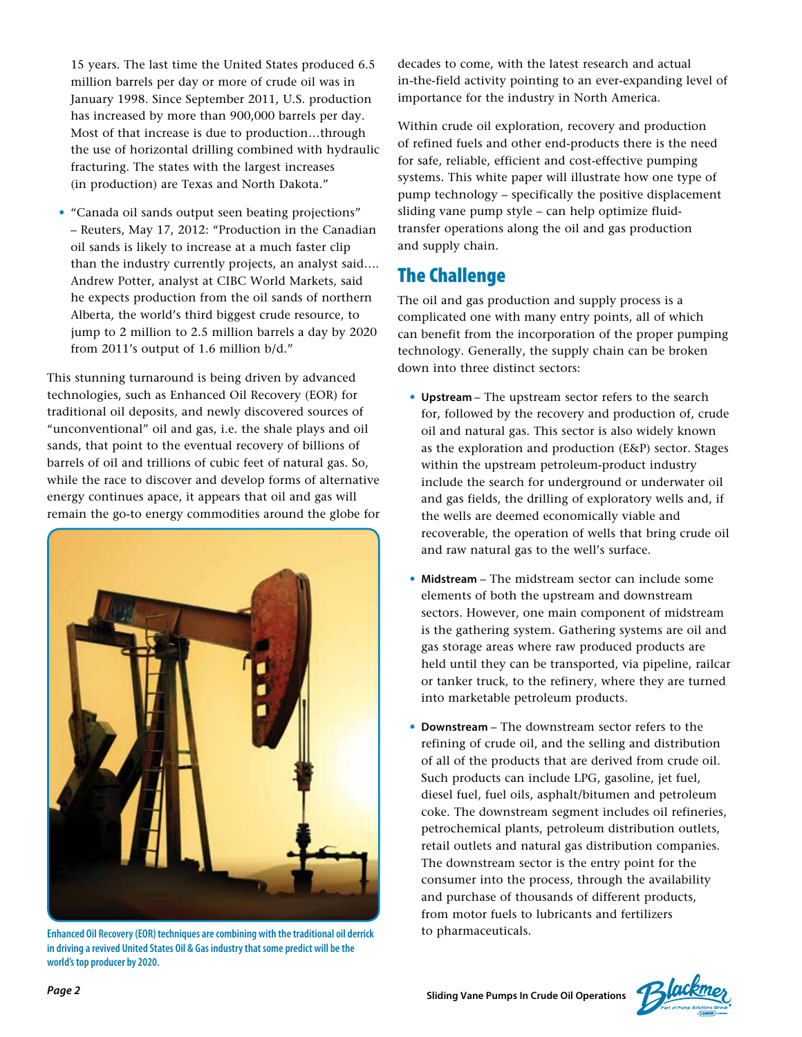15 years. The last time the United States produced 6.5 million barrels per day or more of crude oil was in January 1998. Since September 2011, U.S. production has increased by more than 900,000 barrels per day. Most of that increase is due to production…through the use of horizontal drilling combined with hydraulic fracturing. The states with the largest increases (in production) are Texas and North Dakota."

- "Canada oil sands output seen beating projections" – Reuters, May 17, 2012: "Production in the Canadian oil sands is likely to increase at a much faster clip than the industry currently projects, an analyst said…. Andrew Potter, analyst at CIBC World Markets, said he expects production from the oil sands of northern Alberta, the world's third biggest crude resource, to jump to 2 million to 2.5 million barrels a day by 2020 from 2011's output of 1.6 million b/d."

This stunning turnaround is being driven by advanced technologies, such as Enhanced Oil Recovery (EOR) for traditional oil deposits, and newly discovered sources of "unconventional" oil and gas, i.e. the shale plays and oil sands, that point to the eventual recovery of billions of barrels of oil and trillions of cubic feet of natural gas. So, while the race to discover and develop forms of alternative energy continues apace, it appears that oil and gas will remain the go-to energy commodities around the globe for decades to come, with the latest research and actual in-the-field activity pointing to an ever-expanding level of importance for the industry in North America.

**Enhanced Oil Recovery (EOR) techniques are combining with the traditional oil derrick in driving a revived United States Oil & Gas industry that some predict will be the world's top producer by 2020.**

Within crude oil exploration, recovery and production of refined fuels and other end-products there is the need for safe, reliable, efficient and cost-effective pumping systems. This white paper will illustrate how one type of pump technology – specifically the positive displacement sliding vane pump style – can help optimize fluid-transfer operations along the oil and gas production and supply chain.

## The Challenge

The oil and gas production and supply process is a complicated one with many entry points, all of which can benefit from the incorporation of the proper pumping technology. Generally, the supply chain can be broken down into three distinct sectors:

- **Upstream** – The upstream sector refers to the search for, followed by the recovery and production of, crude oil and natural gas. This sector is also widely known as the exploration and production (E&P) sector. Stages within the upstream petroleum-product industry include the search for underground or underwater oil and gas fields, the drilling of exploratory wells and, if the wells are deemed economically viable and recoverable, the operation of wells that bring crude oil and raw natural gas to the well's surface.

- **Midstream** – The midstream sector can include some elements of both the upstream and downstream sectors. However, one main component of midstream is the gathering system. Gathering systems are oil and gas storage areas where raw produced products are held until they can be transported, via pipeline, railcar or tanker truck, to the refinery, where they are turned into marketable petroleum products.

- **Downstream** – The downstream sector refers to the refining of crude oil, and the selling and distribution of all of the products that are derived from crude oil. Such products can include LPG, gasoline, jet fuel, diesel fuel, fuel oils, asphalt/bitumen and petroleum coke. The downstream segment includes oil refineries, petrochemical plants, petroleum distribution outlets, retail outlets and natural gas distribution companies. The downstream sector is the entry point for the consumer into the process, through the availability and purchase of thousands of different products, from motor fuels to lubricants and fertilizers to pharmaceuticals.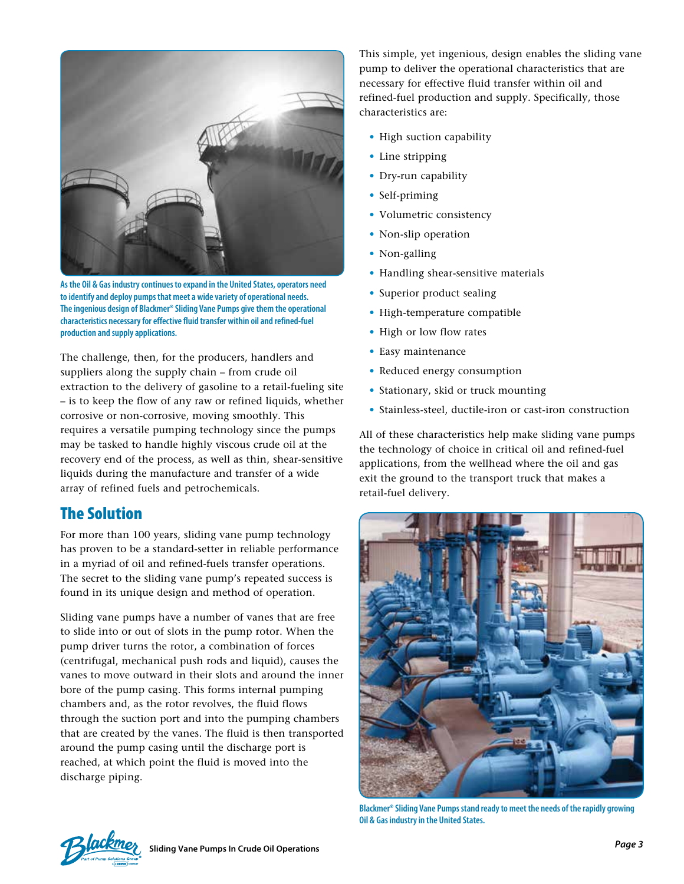As the Oil & Gas industry continues to expand in the United States, operators need to identify and deploy pumps that meet a wide variety of operational needs. The ingenious design of Blackmer® Sliding Vane Pumps give them the operational characteristics necessary for effective fluid transfer within oil and refined-fuel production and supply applications.

The challenge, then, for the producers, handlers and suppliers along the supply chain – from crude oil extraction to the delivery of gasoline to a retail-fueling site – is to keep the flow of any raw or refined liquids, whether corrosive or non-corrosive, moving smoothly. This requires a versatile pumping technology since the pumps may be tasked to handle highly viscous crude oil at the recovery end of the process, as well as thin, shear-sensitive liquids during the manufacture and transfer of a wide array of refined fuels and petrochemicals.

## The Solution

For more than 100 years, sliding vane pump technology has proven to be a standard-setter in reliable performance in a myriad of oil and refined-fuels transfer operations. The secret to the sliding vane pump's repeated success is found in its unique design and method of operation.

Sliding vane pumps have a number of vanes that are free to slide into or out of slots in the pump rotor. When the pump driver turns the rotor, a combination of forces (centrifugal, mechanical push rods and liquid), causes the vanes to move outward in their slots and around the inner bore of the pump casing. This forms internal pumping chambers and, as the rotor revolves, the fluid flows through the suction port and into the pumping chambers that are created by the vanes. The fluid is then transported around the pump casing until the discharge port is reached, at which point the fluid is moved into the discharge piping.

This simple, yet ingenious, design enables the sliding vane pump to deliver the operational characteristics that are necessary for effective fluid transfer within oil and refined-fuel production and supply. Specifically, those characteristics are:

- High suction capability
- Line stripping
- Dry-run capability
- Self-priming
- Volumetric consistency
- Non-slip operation
- Non-galling
- Handling shear-sensitive materials
- Superior product sealing
- High-temperature compatible
- High or low flow rates
- Easy maintenance
- Reduced energy consumption
- Stationary, skid or truck mounting
- Stainless-steel, ductile-iron or cast-iron construction

All of these characteristics help make sliding vane pumps the technology of choice in critical oil and refined-fuel applications, from the wellhead where the oil and gas exit the ground to the transport truck that makes a retail-fuel delivery.

Blackmer® Sliding Vane Pumps stand ready to meet the needs of the rapidly growing Oil & Gas industry in the United States.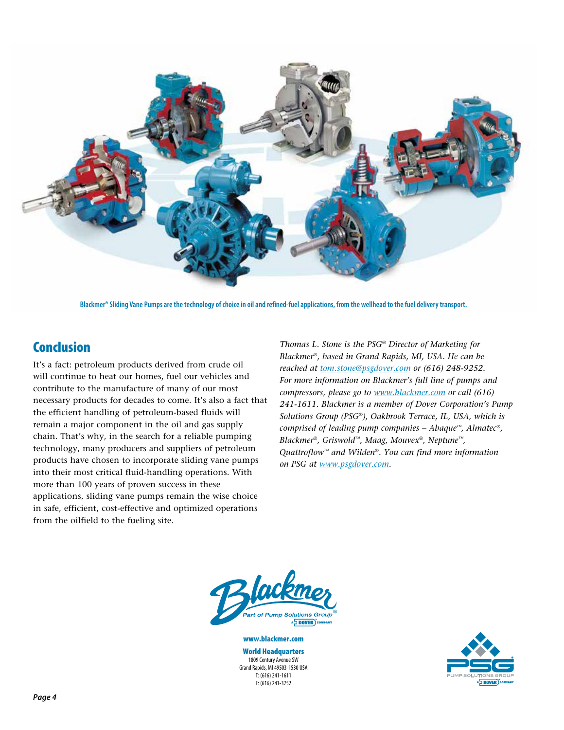Blackmer® Sliding Vane Pumps are the technology of choice in oil and refined-fuel applications, from the wellhead to the fuel delivery transport.

## Conclusion

It's a fact: petroleum products derived from crude oil will continue to heat our homes, fuel our vehicles and contribute to the manufacture of many of our most necessary products for decades to come. It's also a fact that the efficient handling of petroleum-based fluids will remain a major component in the oil and gas supply chain. That's why, in the search for a reliable pumping technology, many producers and suppliers of petroleum products have chosen to incorporate sliding vane pumps into their most critical fluid-handling operations. With more than 100 years of proven success in these applications, sliding vane pumps remain the wise choice in safe, efficient, cost-effective and optimized operations from the oilfield to the fueling site.

*Thomas L. Stone is the PSG® Director of Marketing for Blackmer®, based in Grand Rapids, MI, USA. He can be reached at tom.stone@psgdover.com or (616) 248-9252. For more information on Blackmer's full line of pumps and compressors, please go to www.blackmer.com or call (616) 241-1611. Blackmer is a member of Dover Corporation's Pump Solutions Group (PSG®), Oakbrook Terrace, IL, USA, which is comprised of leading pump companies – Abaque™, Almatec®, Blackmer®, Griswold™, Maag, Mouvex®, Neptune™, Quattroflow™ and Wilden®. You can find more information on PSG at www.psgdover.com.*

Blackmer
Part of Pump Solutions Group®
A DOVER COMPANY

**www.blackmer.com**

**World Headquarters**
1809 Century Avenue SW
Grand Rapids, MI 49503-1530 USA
T: (616) 241-1611
F: (616) 241-3752

PSG
PUMP SOLUTIONS GROUP
A DOVER COMPANY